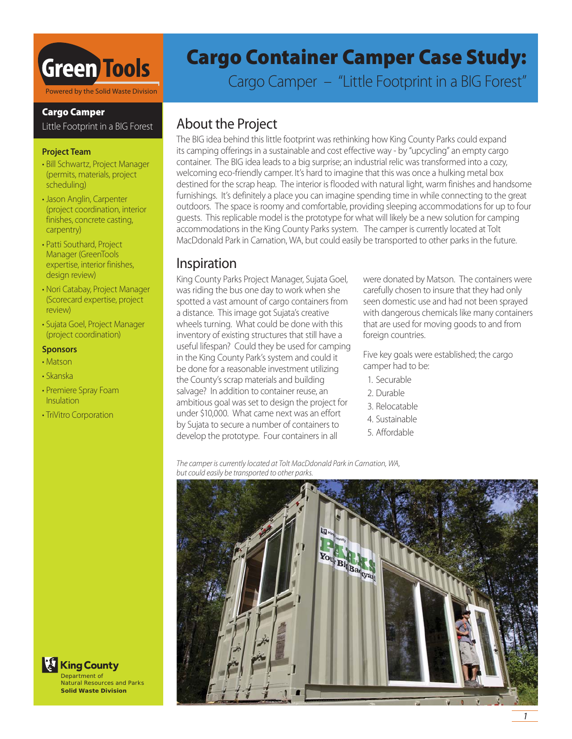# Cargo Container Camper Case Study:

Cargo Camper – "Little Footprint in a BIG Forest"

Green Tools

Powered by the Solid Waste Division

**Cargo Camper**

Little Footprint in a BIG Forest

### Project Team

- Bill Schwartz, Project Manager (permits, materials, project scheduling)
- Jason Anglin, Carpenter (project coordination, interior finishes, concrete casting, carpentry)
- Patti Southard, Project Manager (GreenTools expertise, interior finishes, design review)
- Nori Catabay, Project Manager (Scorecard expertise, project review)
- Sujata Goel, Project Manager (project coordination)

### Sponsors

- Matson
- Skanska
- Premiere Spray Foam Insulation
- TriVitro Corporation

King County
Department of Natural Resources and Parks
**Solid Waste Division**

## About the Project

The BIG idea behind this little footprint was rethinking how King County Parks could expand its camping offerings in a sustainable and cost effective way - by "upcycling" an empty cargo container. The BIG idea leads to a big surprise; an industrial relic was transformed into a cozy, welcoming eco-friendly camper. It's hard to imagine that this was once a hulking metal box destined for the scrap heap. The interior is flooded with natural light, warm finishes and handsome furnishings. It's definitely a place you can imagine spending time in while connecting to the great outdoors. The space is roomy and comfortable, providing sleeping accommodations for up to four guests. This replicable model is the prototype for what will likely be a new solution for camping accommodations in the King County Parks system. The camper is currently located at Tolt MacDdonald Park in Carnation, WA, but could easily be transported to other parks in the future.

## Inspiration

King County Parks Project Manager, Sujata Goel, was riding the bus one day to work when she spotted a vast amount of cargo containers from a distance. This image got Sujata's creative wheels turning. What could be done with this inventory of existing structures that still have a useful lifespan? Could they be used for camping in the King County Park's system and could it be done for a reasonable investment utilizing the County's scrap materials and building salvage? In addition to container reuse, an ambitious goal was set to design the project for under $10,000. What came next was an effort by Sujata to secure a number of containers to develop the prototype. Four containers in all were donated by Matson. The containers were carefully chosen to insure that they had only seen domestic use and had not been sprayed with dangerous chemicals like many containers that are used for moving goods to and from foreign countries.

Five key goals were established; the cargo camper had to be:

1. Securable
2. Durable
3. Relocatable
4. Sustainable
5. Affordable

*The camper is currently located at Tolt MacDdonald Park in Carnation, WA, but could easily be transported to other parks.*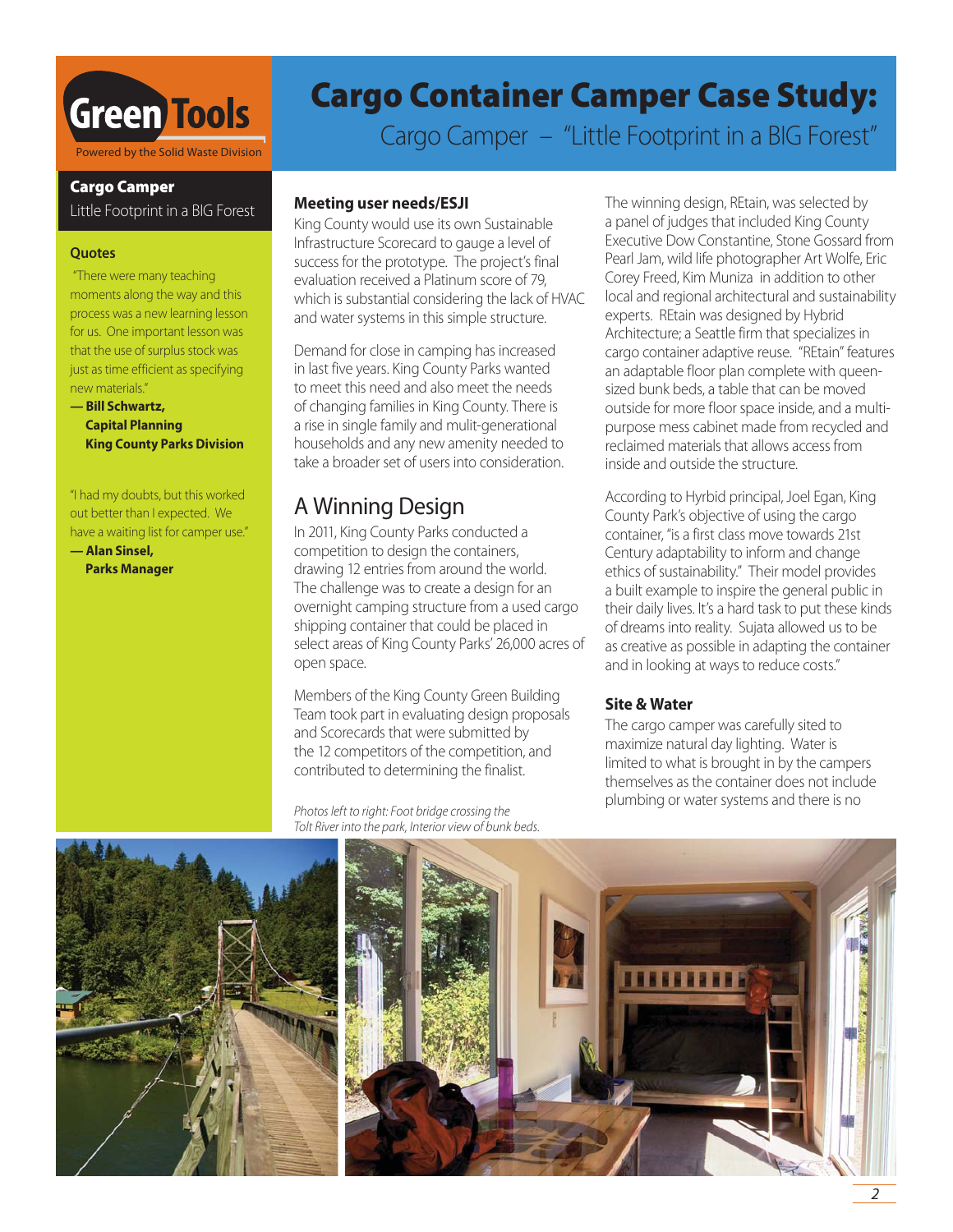# Cargo Container Camper Case Study:

## Cargo Camper – "Little Footprint in a BIG Forest"

**Cargo Camper**
Little Footprint in a BIG Forest

### Quotes

"There were many teaching moments along the way and this process was a new learning lesson for us. One important lesson was that the use of surplus stock was just as time efficient as specifying new materials."
**— Bill Schwartz, Capital Planning King County Parks Division**

"I had my doubts, but this worked out better than I expected. We have a waiting list for camper use."
**— Alan Sinsel, Parks Manager**

### Meeting user needs/ESJI

King County would use its own Sustainable Infrastructure Scorecard to gauge a level of success for the prototype. The project's final evaluation received a Platinum score of 79, which is substantial considering the lack of HVAC and water systems in this simple structure.

Demand for close in camping has increased in last five years. King County Parks wanted to meet this need and also meet the needs of changing families in King County. There is a rise in single family and mulit-generational households and any new amenity needed to take a broader set of users into consideration.

## A Winning Design

In 2011, King County Parks conducted a competition to design the containers, drawing 12 entries from around the world. The challenge was to create a design for an overnight camping structure from a used cargo shipping container that could be placed in select areas of King County Parks' 26,000 acres of open space.

Members of the King County Green Building Team took part in evaluating design proposals and Scorecards that were submitted by the 12 competitors of the competition, and contributed to determining the finalist.

The winning design, REtain, was selected by a panel of judges that included King County Executive Dow Constantine, Stone Gossard from Pearl Jam, wild life photographer Art Wolfe, Eric Corey Freed, Kim Muniza in addition to other local and regional architectural and sustainability experts. REtain was designed by Hybrid Architecture; a Seattle firm that specializes in cargo container adaptive reuse. "REtain" features an adaptable floor plan complete with queen-sized bunk beds, a table that can be moved outside for more floor space inside, and a multi-purpose mess cabinet made from recycled and reclaimed materials that allows access from inside and outside the structure.

According to Hyrbid principal, Joel Egan, King County Park's objective of using the cargo container, "is a first class move towards 21st Century adaptability to inform and change ethics of sustainability." Their model provides a built example to inspire the general public in their daily lives. It's a hard task to put these kinds of dreams into reality. Sujata allowed us to be as creative as possible in adapting the container and in looking at ways to reduce costs."

### Site & Water

The cargo camper was carefully sited to maximize natural day lighting. Water is limited to what is brought in by the campers themselves as the container does not include plumbing or water systems and there is no

*Photos left to right: Foot bridge crossing the Tolt River into the park, Interior view of bunk beds.*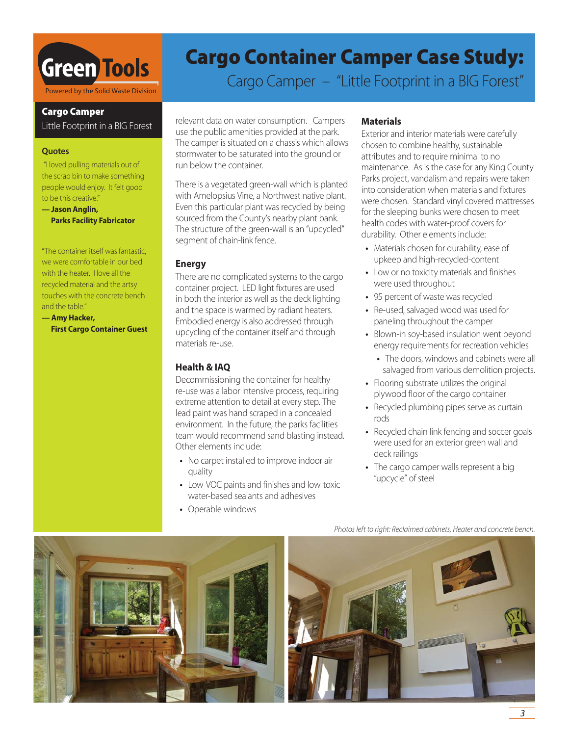# Cargo Container Camper Case Study:

## Cargo Camper – "Little Footprint in a BIG Forest"

**Green Tools**

Powered by the Solid Waste Division

**Cargo Camper**

Little Footprint in a BIG Forest

### Quotes

"I loved pulling materials out of the scrap bin to make something people would enjoy. It felt good to be this creative."

**— Jason Anglin, Parks Facility Fabricator**

"The container itself was fantastic, we were comfortable in our bed with the heater. I love all the recycled material and the artsy touches with the concrete bench and the table."

**— Amy Hacker, First Cargo Container Guest**

relevant data on water consumption. Campers use the public amenities provided at the park. The camper is situated on a chassis which allows stormwater to be saturated into the ground or run below the container.

There is a vegetated green-wall which is planted with Amelopsius Vine, a Northwest native plant. Even this particular plant was recycled by being sourced from the County's nearby plant bank. The structure of the green-wall is an "upcycled" segment of chain-link fence.

### Energy

There are no complicated systems to the cargo container project. LED light fixtures are used in both the interior as well as the deck lighting and the space is warmed by radiant heaters. Embodied energy is also addressed through upcycling of the container itself and through materials re-use.

### Health & IAQ

Decommissioning the container for healthy re-use was a labor intensive process, requiring extreme attention to detail at every step. The lead paint was hand scraped in a concealed environment. In the future, the parks facilities team would recommend sand blasting instead. Other elements include:

- No carpet installed to improve indoor air quality
- Low-VOC paints and finishes and low-toxic water-based sealants and adhesives
- Operable windows

### Materials

Exterior and interior materials were carefully chosen to combine healthy, sustainable attributes and to require minimal to no maintenance. As is the case for any King County Parks project, vandalism and repairs were taken into consideration when materials and fixtures were chosen. Standard vinyl covered mattresses for the sleeping bunks were chosen to meet health codes with water-proof covers for durability. Other elements include:

- Materials chosen for durability, ease of upkeep and high-recycled-content
- Low or no toxicity materials and finishes were used throughout
- 95 percent of waste was recycled
- Re-used, salvaged wood was used for paneling throughout the camper
- Blown-in soy-based insulation went beyond energy requirements for recreation vehicles
- The doors, windows and cabinets were all salvaged from various demolition projects.
- Flooring substrate utilizes the original plywood floor of the cargo container
- Recycled plumbing pipes serve as curtain rods
- Recycled chain link fencing and soccer goals were used for an exterior green wall and deck railings
- The cargo camper walls represent a big "upcycle" of steel

*Photos left to right: Reclaimed cabinets, Heater and concrete bench.*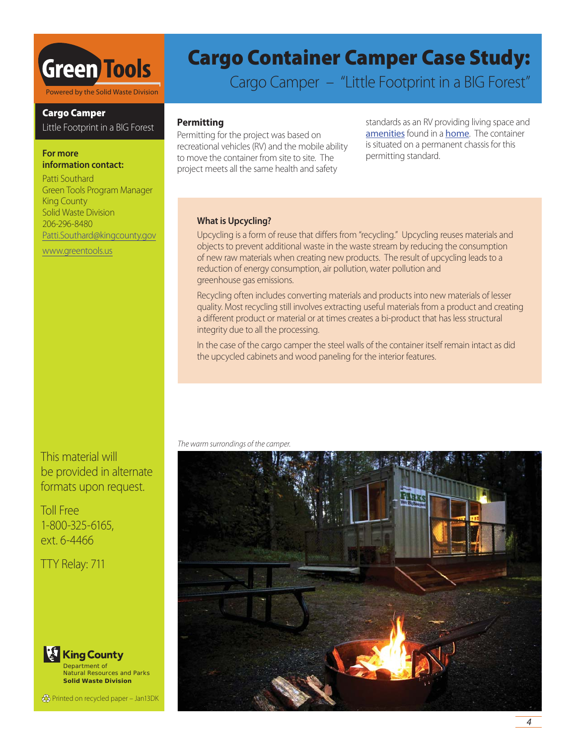# Cargo Container Camper Case Study:

## Cargo Camper – "Little Footprint in a BIG Forest"

Green Tools

Powered by the Solid Waste Division

**Cargo Camper**

Little Footprint in a BIG Forest

**For more information contact:**

Patti Southard
Green Tools Program Manager
King County
Solid Waste Division
206-296-8480
Patti.Southard@kingcounty.gov

www.greentools.us

### Permitting

Permitting for the project was based on recreational vehicles (RV) and the mobile ability to move the container from site to site. The project meets all the same health and safety standards as an RV providing living space and amenities found in a home. The container is situated on a permanent chassis for this permitting standard.

### What is Upcycling?

Upcycling is a form of reuse that differs from "recycling." Upcycling reuses materials and objects to prevent additional waste in the waste stream by reducing the consumption of new raw materials when creating new products. The result of upcycling leads to a reduction of energy consumption, air pollution, water pollution and greenhouse gas emissions.

Recycling often includes converting materials and products into new materials of lesser quality. Most recycling still involves extracting useful materials from a product and creating a different product or material or at times creates a bi-product that has less structural integrity due to all the processing.

In the case of the cargo camper the steel walls of the container itself remain intact as did the upcycled cabinets and wood paneling for the interior features.

*The warm surroundings of the camper.*

This material will be provided in alternate formats upon request.

Toll Free
1-800-325-6165,
ext. 6-4466

TTY Relay: 711

King County
Department of Natural Resources and Parks
**Solid Waste Division**

Printed on recycled paper – Jan13DK